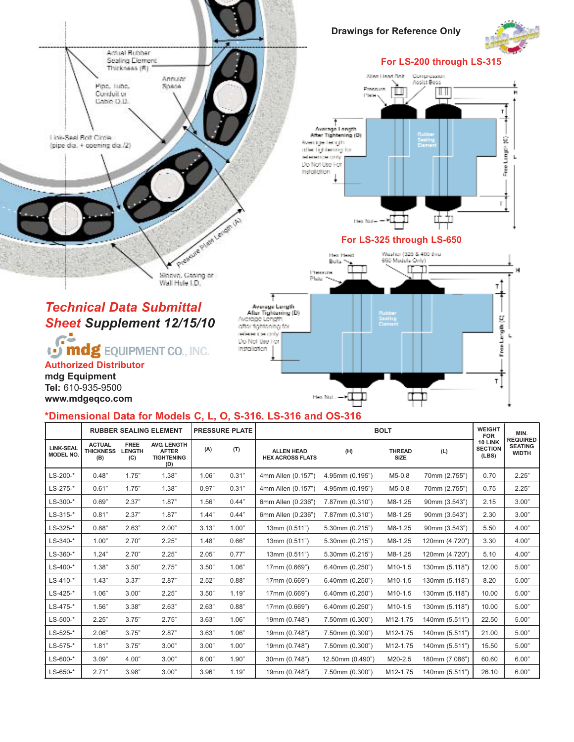Drawings for Reference Only

For LS-200 through LS-315

For LS-325 through LS-650

## *Technical Data Submittal Sheet* ***Supplement 12/15/10***

mdg EQUIPMENT CO., INC.

**Authorized Distributor**

**mdg Equipment**

**Tel:** 610-935-9500

**www.mdgeqco.com**

## *Dimensional Data for Models C, L, O, S-316. LS-316 and OS-316

| | RUBBER SEALING ELEMENT | | | PRESSURE PLATE | | BOLT | | | | WEIGHT FOR 10 LINK SECTION (LBS) | MIN. REQUIRED SEATING WIDTH |
|---|---|---|---|---|---|---|---|---|---|---|---|
| LINK-SEAL MODEL NO. | ACTUAL THICKNESS (B) | FREE LENGTH (C) | AVG. LENGTH AFTER TIGHTENING (D) | (A) | (T) | ALLEN HEAD HEX ACROSS FLATS | (H) | THREAD SIZE | (L) | | |
| LS-200-* | 0.48" | 1.75" | 1.38" | 1.06" | 0.31" | 4mm Allen (0.157") | 4.95mm (0.195") | M5-0.8 | 70mm (2.755") | 0.70 | 2.25" |
| LS-275-* | 0.61" | 1.75" | 1.38" | 0.97" | 0.31" | 4mm Allen (0.157") | 4.95mm (0.195") | M5-0.8 | 70mm (2.755") | 0.75 | 2.25" |
| LS-300-* | 0.69" | 2.37" | 1.87" | 1.56" | 0.44" | 6mm Allen (0.236") | 7.87mm (0.310") | M8-1.25 | 90mm (3.543") | 2.15 | 3.00" |
| LS-315-* | 0.81" | 2.37" | 1.87" | 1.44" | 0.44" | 6mm Allen (0.236") | 7.87mm (0.310") | M8-1.25 | 90mm (3.543") | 2.30 | 3.00" |
| LS-325-* | 0.88" | 2.63" | 2.00" | 3.13" | 1.00" | 13mm (0.511") | 5.30mm (0.215") | M8-1.25 | 90mm (3.543") | 5.50 | 4.00" |
| LS-340-* | 1.00" | 2.70" | 2.25" | 1.48" | 0.66" | 13mm (0.511") | 5.30mm (0.215") | M8-1.25 | 120mm (4.720") | 3.30 | 4.00" |
| LS-360-* | 1.24" | 2.70" | 2.25" | 2.05" | 0.77" | 13mm (0.511") | 5.30mm (0.215") | M8-1.25 | 120mm (4.720") | 5.10 | 4.00" |
| LS-400-* | 1.38" | 3.50" | 2.75" | 3.50" | 1.06" | 17mm (0.669") | 6.40mm (0.250") | M10-1.5 | 130mm (5.118") | 12.00 | 5.00" |
| LS-410-* | 1.43" | 3.37" | 2.87" | 2.52" | 0.88" | 17mm (0.669") | 6.40mm (0.250") | M10-1.5 | 130mm (5.118") | 8.20 | 5.00" |
| LS-425-* | 1.06" | 3.00" | 2.25" | 3.50" | 1.19" | 17mm (0.669") | 6.40mm (0.250") | M10-1.5 | 130mm (5.118") | 10.00 | 5.00" |
| LS-475-* | 1.56" | 3.38" | 2.63" | 2.63" | 0.88" | 17mm (0.669") | 6.40mm (0.250") | M10-1.5 | 130mm (5.118") | 10.00 | 5.00" |
| LS-500-* | 2.25" | 3.75" | 2.75" | 3.63" | 1.06" | 19mm (0.748") | 7.50mm (0.300") | M12-1.75 | 140mm (5.511") | 22.50 | 5.00" |
| LS-525-* | 2.06" | 3.75" | 2.87" | 3.63" | 1.06" | 19mm (0.748") | 7.50mm (0.300") | M12-1.75 | 140mm (5.511") | 21.00 | 5.00" |
| LS-575-* | 1.81" | 3.75" | 3.00" | 3.00" | 1.00" | 19mm (0.748") | 7.50mm (0.300") | M12-1.75 | 140mm (5.511") | 15.50 | 5.00" |
| LS-600-* | 3.09" | 4.00" | 3.00" | 6.00" | 1.90" | 30mm (0.748") | 12.50mm (0.490") | M20-2.5 | 180mm (7.086") | 60.60 | 6.00" |
| LS-650-* | 2.71" | 3.98" | 3.00" | 3.96" | 1.19" | 19mm (0.748") | 7.50mm (0.300") | M12-1.75 | 140mm (5.511") | 26.10 | 6.00" |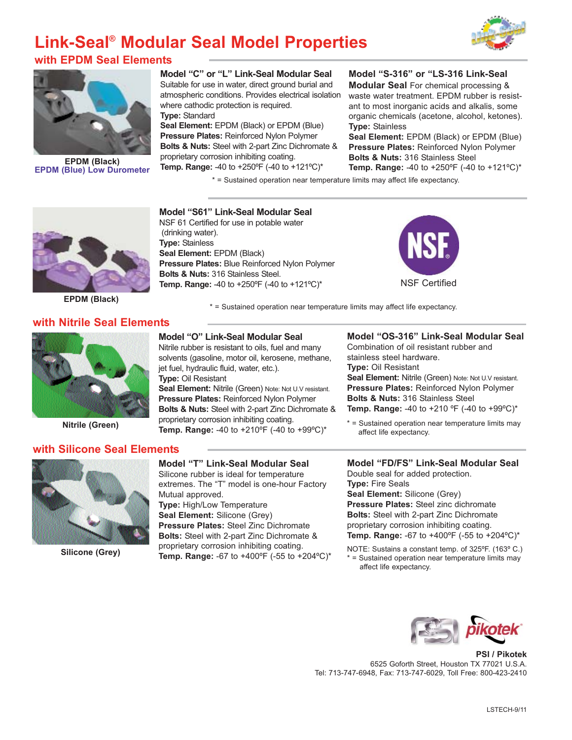# Link-Seal® Modular Seal Model Properties

## with EPDM Seal Elements

EPDM (Black)
EPDM (Blue) Low Durometer

### Model "C" or "L" Link-Seal Modular Seal

Suitable for use in water, direct ground burial and atmospheric conditions. Provides electrical isolation where cathodic protection is required.

**Type:** Standard
**Seal Element:** EPDM (Black) or EPDM (Blue)
**Pressure Plates:** Reinforced Nylon Polymer
**Bolts & Nuts:** Steel with 2-part Zinc Dichromate & proprietary corrosion inhibiting coating.
**Temp. Range:** -40 to +250ºF (-40 to +121ºC)*

### Model "S-316" or "LS-316 Link-Seal Modular Seal

For chemical processing & waste water treatment. EPDM rubber is resistant to most inorganic acids and alkalis, some organic chemicals (acetone, alcohol, ketones).

**Type:** Stainless
**Seal Element:** EPDM (Black) or EPDM (Blue)
**Pressure Plates:** Reinforced Nylon Polymer
**Bolts & Nuts:** 316 Stainless Steel
**Temp. Range:** -40 to +250ºF (-40 to +121ºC)*

* = Sustained operation near temperature limits may affect life expectancy.

EPDM (Black)

### Model "S61" Link-Seal Modular Seal

NSF 61 Certified for use in potable water (drinking water).

**Type:** Stainless
**Seal Element:** EPDM (Black)
**Pressure Plates:** Blue Reinforced Nylon Polymer
**Bolts & Nuts:** 316 Stainless Steel.
**Temp. Range:** -40 to +250ºF (-40 to +121ºC)*

NSF Certified

* = Sustained operation near temperature limits may affect life expectancy.

## with Nitrile Seal Elements

Nitrile (Green)

### Model "O" Link-Seal Modular Seal

Nitrile rubber is resistant to oils, fuel and many solvents (gasoline, motor oil, kerosene, methane, jet fuel, hydraulic fluid, water, etc.).

**Type:** Oil Resistant
**Seal Element:** Nitrile (Green) Note: Not U.V resistant.
**Pressure Plates:** Reinforced Nylon Polymer
**Bolts & Nuts:** Steel with 2-part Zinc Dichromate & proprietary corrosion inhibiting coating.
**Temp. Range:** -40 to +210ºF (-40 to +99ºC)*

### Model "OS-316" Link-Seal Modular Seal

Combination of oil resistant rubber and stainless steel hardware.

**Type:** Oil Resistant
**Seal Element:** Nitrile (Green) Note: Not U.V resistant.
**Pressure Plates:** Reinforced Nylon Polymer
**Bolts & Nuts:** 316 Stainless Steel
**Temp. Range:** -40 to +210 ºF (-40 to +99ºC)*

* = Sustained operation near temperature limits may affect life expectancy.

## with Silicone Seal Elements

Silicone (Grey)

### Model "T" Link-Seal Modular Seal

Silicone rubber is ideal for temperature extremes. The "T" model is one-hour Factory Mutual approved.

**Type:** High/Low Temperature
**Seal Element:** Silicone (Grey)
**Pressure Plates:** Steel Zinc Dichromate
**Bolts:** Steel with 2-part Zinc Dichromate & proprietary corrosion inhibiting coating.
**Temp. Range:** -67 to +400ºF (-55 to +204ºC)*

### Model "FD/FS" Link-Seal Modular Seal

Double seal for added protection.

**Type:** Fire Seals
**Seal Element:** Silicone (Grey)
**Pressure Plates:** Steel zinc dichromate
**Bolts:** Steel with 2-part Zinc Dichromate proprietary corrosion inhibiting coating.
**Temp. Range:** -67 to +400ºF (-55 to +204ºC)*

NOTE: Sustains a constant temp. of 325ºF. (163º C.)
* = Sustained operation near temperature limits may affect life expectancy.

**PSI / Pikotek**
6525 Goforth Street, Houston TX 77021 U.S.A.
Tel: 713-747-6948, Fax: 713-747-6029, Toll Free: 800-423-2410

LSTECH-9/11